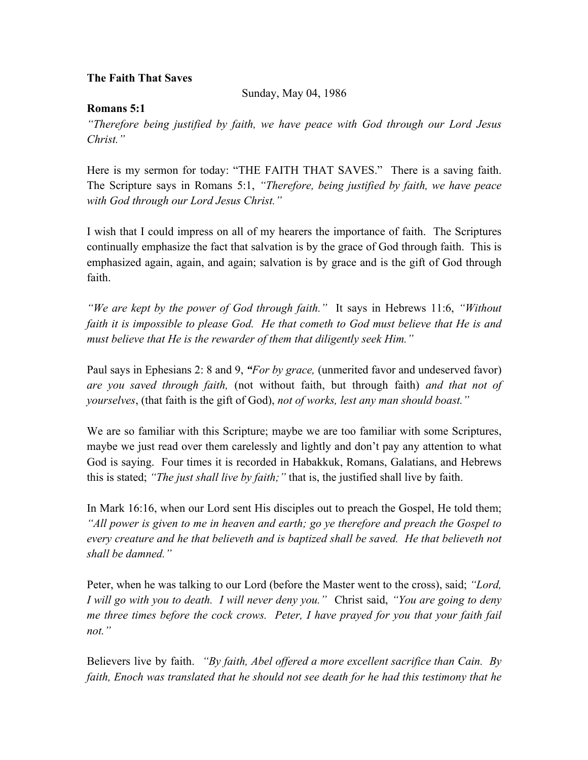**The Faith That Saves**

Sunday, May 04, 1986

**Romans 5:1**

*"Therefore being justified by faith, we have peace with God through our Lord Jesus Christ."*

Here is my sermon for today: "THE FAITH THAT SAVES." There is a saving faith. The Scripture says in Romans 5:1, *"Therefore, being justified by faith, we have peace with God through our Lord Jesus Christ."*

I wish that I could impress on all of my hearers the importance of faith. The Scriptures continually emphasize the fact that salvation is by the grace of God through faith. This is emphasized again, again, and again; salvation is by grace and is the gift of God through faith.

*"We are kept by the power of God through faith."* It says in Hebrews 11:6, *"Without faith it is impossible to please God. He that cometh to God must believe that He is and must believe that He is the rewarder of them that diligently seek Him."*

Paul says in Ephesians 2: 8 and 9, ***"****For by grace,* (unmerited favor and undeserved favor) *are you saved through faith,* (not without faith, but through faith) *and that not of yourselves*, (that faith is the gift of God), *not of works, lest any man should boast."*

We are so familiar with this Scripture; maybe we are too familiar with some Scriptures, maybe we just read over them carelessly and lightly and don't pay any attention to what God is saying. Four times it is recorded in Habakkuk, Romans, Galatians, and Hebrews this is stated; *"The just shall live by faith;"* that is, the justified shall live by faith.

In Mark 16:16, when our Lord sent His disciples out to preach the Gospel, He told them; *"All power is given to me in heaven and earth; go ye therefore and preach the Gospel to every creature and he that believeth and is baptized shall be saved. He that believeth not shall be damned."*

Peter, when he was talking to our Lord (before the Master went to the cross), said; *"Lord, I will go with you to death. I will never deny you."* Christ said, *"You are going to deny me three times before the cock crows. Peter, I have prayed for you that your faith fail not."*

Believers live by faith. *"By faith, Abel offered a more excellent sacrifice than Cain. By faith, Enoch was translated that he should not see death for he had this testimony that he*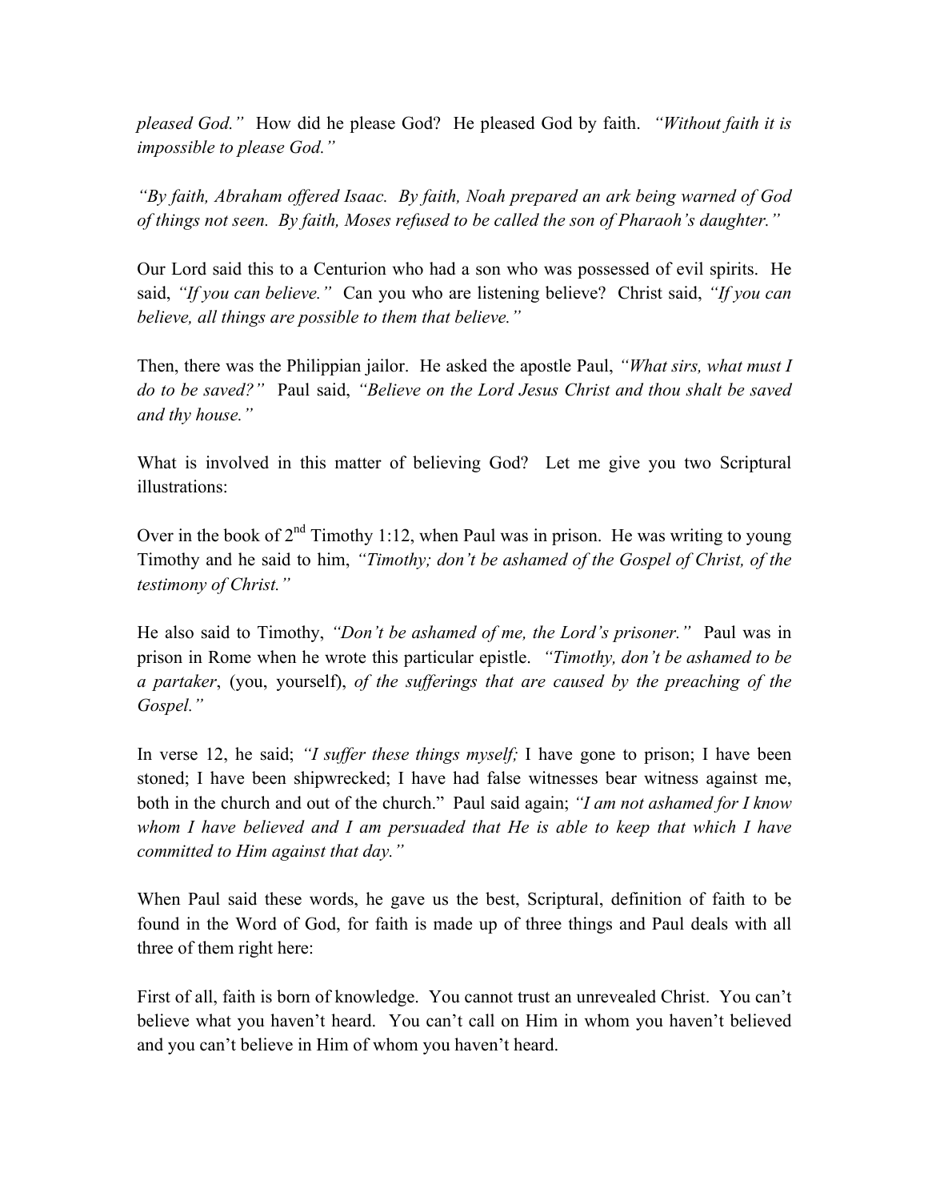*pleased God."* How did he please God? He pleased God by faith. *"Without faith it is impossible to please God."*

*"By faith, Abraham offered Isaac. By faith, Noah prepared an ark being warned of God of things not seen. By faith, Moses refused to be called the son of Pharaoh's daughter."*

Our Lord said this to a Centurion who had a son who was possessed of evil spirits. He said, *"If you can believe."* Can you who are listening believe? Christ said, *"If you can believe, all things are possible to them that believe."*

Then, there was the Philippian jailor. He asked the apostle Paul, *"What sirs, what must I do to be saved?"* Paul said, *"Believe on the Lord Jesus Christ and thou shalt be saved and thy house."*

What is involved in this matter of believing God? Let me give you two Scriptural illustrations:

Over in the book of 2nd Timothy 1:12, when Paul was in prison. He was writing to young Timothy and he said to him, *"Timothy; don't be ashamed of the Gospel of Christ, of the testimony of Christ."*

He also said to Timothy, *"Don't be ashamed of me, the Lord's prisoner."* Paul was in prison in Rome when he wrote this particular epistle. *"Timothy, don't be ashamed to be a partaker*, (you, yourself), *of the sufferings that are caused by the preaching of the Gospel."*

In verse 12, he said; *"I suffer these things myself;* I have gone to prison; I have been stoned; I have been shipwrecked; I have had false witnesses bear witness against me, both in the church and out of the church." Paul said again; *"I am not ashamed for I know whom I have believed and I am persuaded that He is able to keep that which I have committed to Him against that day."*

When Paul said these words, he gave us the best, Scriptural, definition of faith to be found in the Word of God, for faith is made up of three things and Paul deals with all three of them right here:

First of all, faith is born of knowledge. You cannot trust an unrevealed Christ. You can't believe what you haven't heard. You can't call on Him in whom you haven't believed and you can't believe in Him of whom you haven't heard.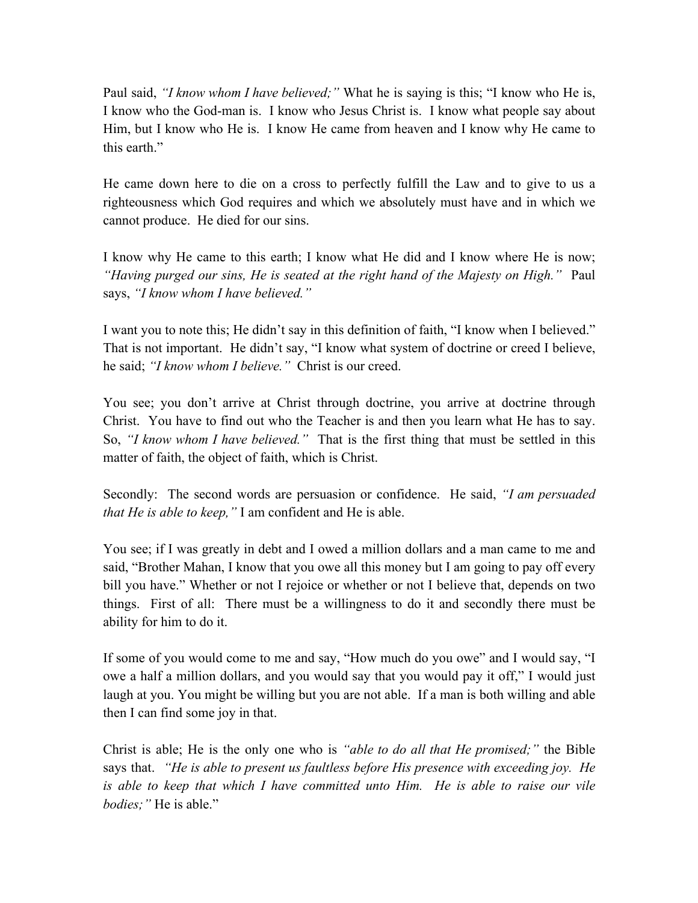Paul said, *"I know whom I have believed;"* What he is saying is this; "I know who He is, I know who the God-man is. I know who Jesus Christ is. I know what people say about Him, but I know who He is. I know He came from heaven and I know why He came to this earth."

He came down here to die on a cross to perfectly fulfill the Law and to give to us a righteousness which God requires and which we absolutely must have and in which we cannot produce. He died for our sins.

I know why He came to this earth; I know what He did and I know where He is now; *"Having purged our sins, He is seated at the right hand of the Majesty on High."* Paul says, *"I know whom I have believed."*

I want you to note this; He didn't say in this definition of faith, "I know when I believed." That is not important. He didn't say, "I know what system of doctrine or creed I believe, he said; *"I know whom I believe."* Christ is our creed.

You see; you don't arrive at Christ through doctrine, you arrive at doctrine through Christ. You have to find out who the Teacher is and then you learn what He has to say. So, *"I know whom I have believed."* That is the first thing that must be settled in this matter of faith, the object of faith, which is Christ.

Secondly: The second words are persuasion or confidence. He said, *"I am persuaded that He is able to keep,"* I am confident and He is able.

You see; if I was greatly in debt and I owed a million dollars and a man came to me and said, "Brother Mahan, I know that you owe all this money but I am going to pay off every bill you have." Whether or not I rejoice or whether or not I believe that, depends on two things. First of all: There must be a willingness to do it and secondly there must be ability for him to do it.

If some of you would come to me and say, "How much do you owe" and I would say, "I owe a half a million dollars, and you would say that you would pay it off," I would just laugh at you. You might be willing but you are not able. If a man is both willing and able then I can find some joy in that.

Christ is able; He is the only one who is *"able to do all that He promised;"* the Bible says that. *"He is able to present us faultless before His presence with exceeding joy. He is able to keep that which I have committed unto Him. He is able to raise our vile bodies;"* He is able."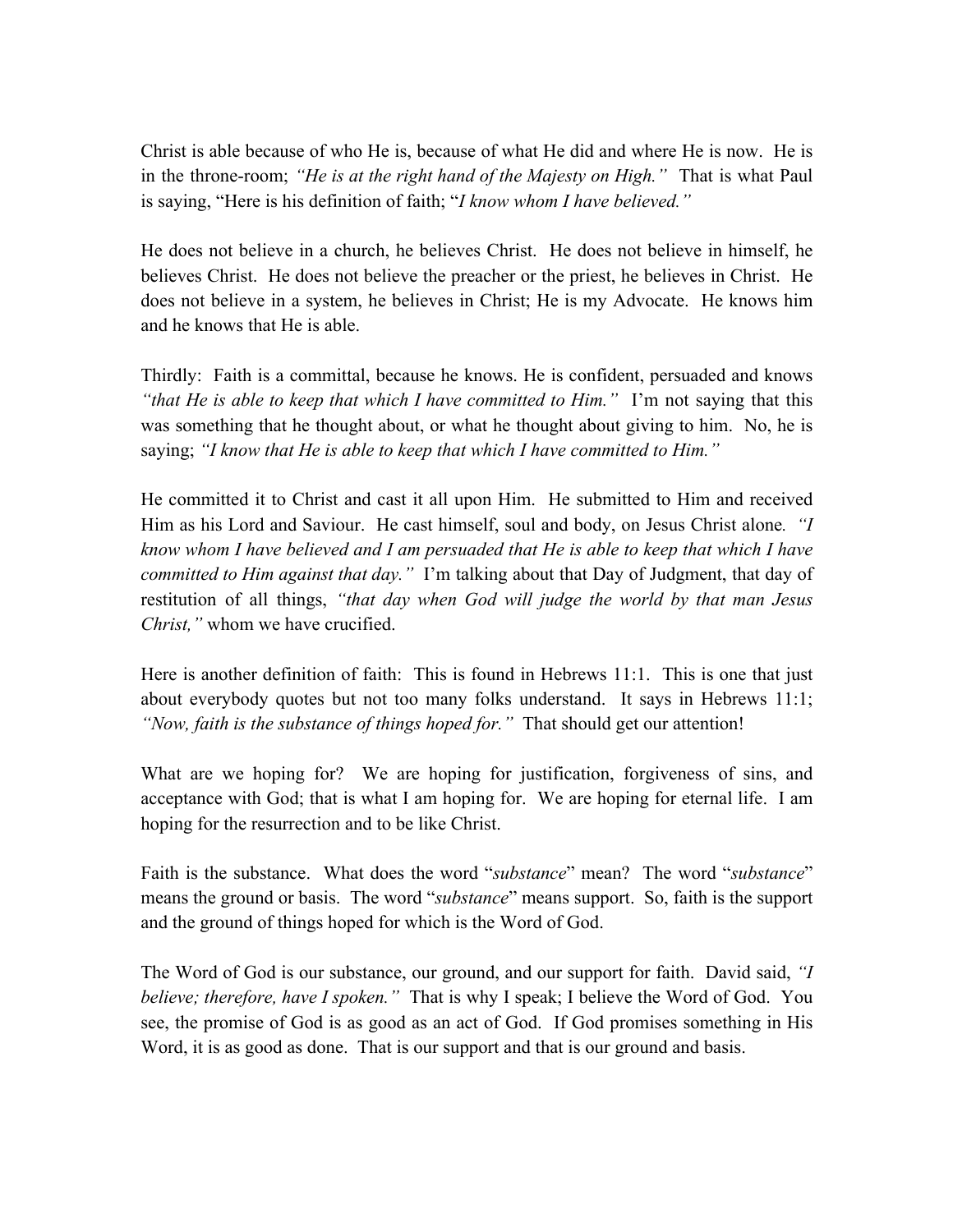Christ is able because of who He is, because of what He did and where He is now. He is in the throne-room; *"He is at the right hand of the Majesty on High."* That is what Paul is saying, "Here is his definition of faith; "*I know whom I have believed."*

He does not believe in a church, he believes Christ. He does not believe in himself, he believes Christ. He does not believe the preacher or the priest, he believes in Christ. He does not believe in a system, he believes in Christ; He is my Advocate. He knows him and he knows that He is able.

Thirdly: Faith is a committal, because he knows. He is confident, persuaded and knows *"that He is able to keep that which I have committed to Him."* I'm not saying that this was something that he thought about, or what he thought about giving to him. No, he is saying; *"I know that He is able to keep that which I have committed to Him."*

He committed it to Christ and cast it all upon Him. He submitted to Him and received Him as his Lord and Saviour. He cast himself, soul and body, on Jesus Christ alone. *"I know whom I have believed and I am persuaded that He is able to keep that which I have committed to Him against that day."* I'm talking about that Day of Judgment, that day of restitution of all things, *"that day when God will judge the world by that man Jesus Christ,"* whom we have crucified.

Here is another definition of faith: This is found in Hebrews 11:1. This is one that just about everybody quotes but not too many folks understand. It says in Hebrews 11:1; *"Now, faith is the substance of things hoped for."* That should get our attention!

What are we hoping for? We are hoping for justification, forgiveness of sins, and acceptance with God; that is what I am hoping for. We are hoping for eternal life. I am hoping for the resurrection and to be like Christ.

Faith is the substance. What does the word "*substance*" mean? The word "*substance*" means the ground or basis. The word "*substance*" means support. So, faith is the support and the ground of things hoped for which is the Word of God.

The Word of God is our substance, our ground, and our support for faith. David said, *"I believe; therefore, have I spoken."* That is why I speak; I believe the Word of God. You see, the promise of God is as good as an act of God. If God promises something in His Word, it is as good as done. That is our support and that is our ground and basis.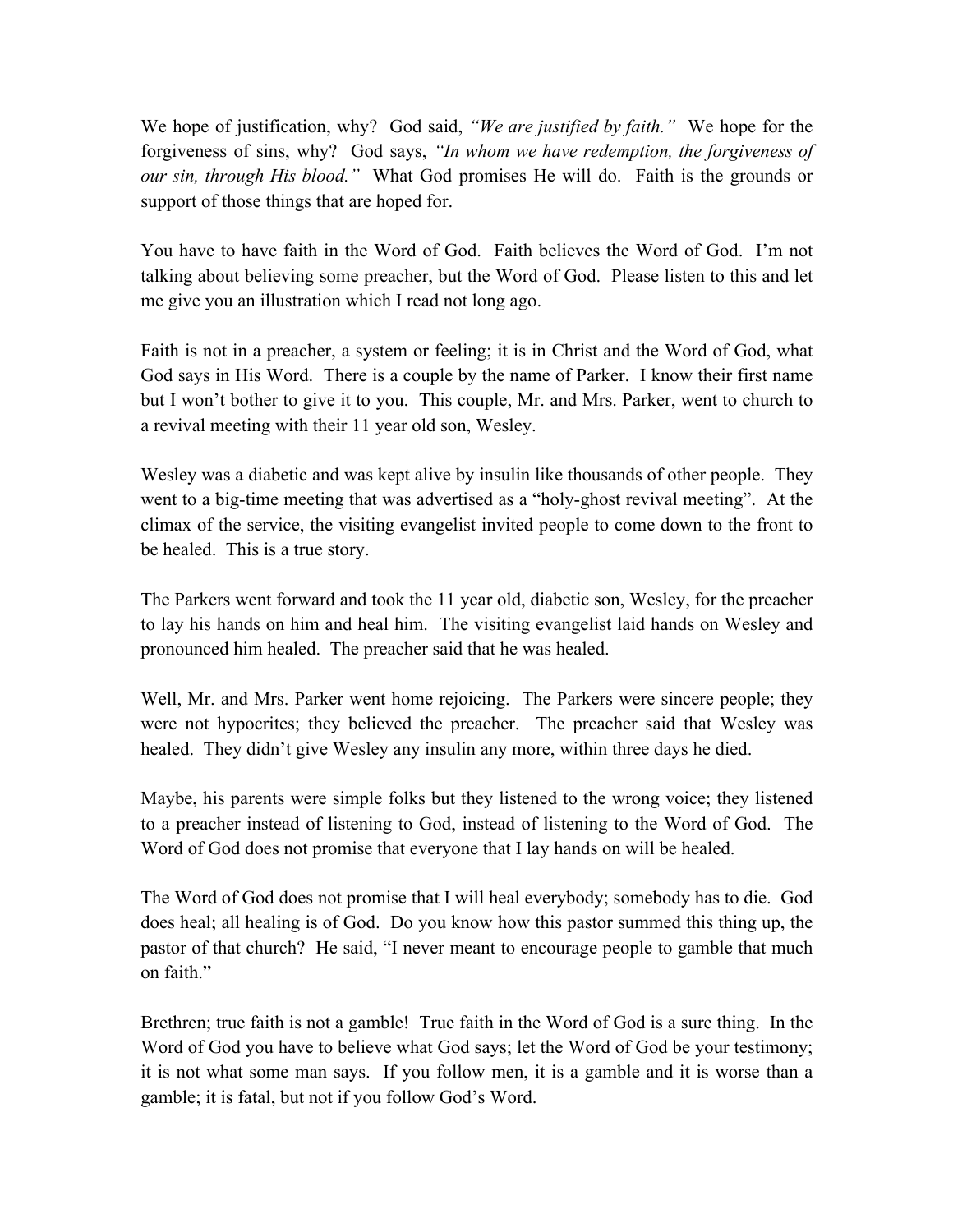We hope of justification, why? God said, *"We are justified by faith."* We hope for the forgiveness of sins, why? God says, *"In whom we have redemption, the forgiveness of our sin, through His blood."* What God promises He will do. Faith is the grounds or support of those things that are hoped for.

You have to have faith in the Word of God. Faith believes the Word of God. I'm not talking about believing some preacher, but the Word of God. Please listen to this and let me give you an illustration which I read not long ago.

Faith is not in a preacher, a system or feeling; it is in Christ and the Word of God, what God says in His Word. There is a couple by the name of Parker. I know their first name but I won't bother to give it to you. This couple, Mr. and Mrs. Parker, went to church to a revival meeting with their 11 year old son, Wesley.

Wesley was a diabetic and was kept alive by insulin like thousands of other people. They went to a big-time meeting that was advertised as a "holy-ghost revival meeting". At the climax of the service, the visiting evangelist invited people to come down to the front to be healed. This is a true story.

The Parkers went forward and took the 11 year old, diabetic son, Wesley, for the preacher to lay his hands on him and heal him. The visiting evangelist laid hands on Wesley and pronounced him healed. The preacher said that he was healed.

Well, Mr. and Mrs. Parker went home rejoicing. The Parkers were sincere people; they were not hypocrites; they believed the preacher. The preacher said that Wesley was healed. They didn't give Wesley any insulin any more, within three days he died.

Maybe, his parents were simple folks but they listened to the wrong voice; they listened to a preacher instead of listening to God, instead of listening to the Word of God. The Word of God does not promise that everyone that I lay hands on will be healed.

The Word of God does not promise that I will heal everybody; somebody has to die. God does heal; all healing is of God. Do you know how this pastor summed this thing up, the pastor of that church? He said, "I never meant to encourage people to gamble that much on faith."

Brethren; true faith is not a gamble! True faith in the Word of God is a sure thing. In the Word of God you have to believe what God says; let the Word of God be your testimony; it is not what some man says. If you follow men, it is a gamble and it is worse than a gamble; it is fatal, but not if you follow God's Word.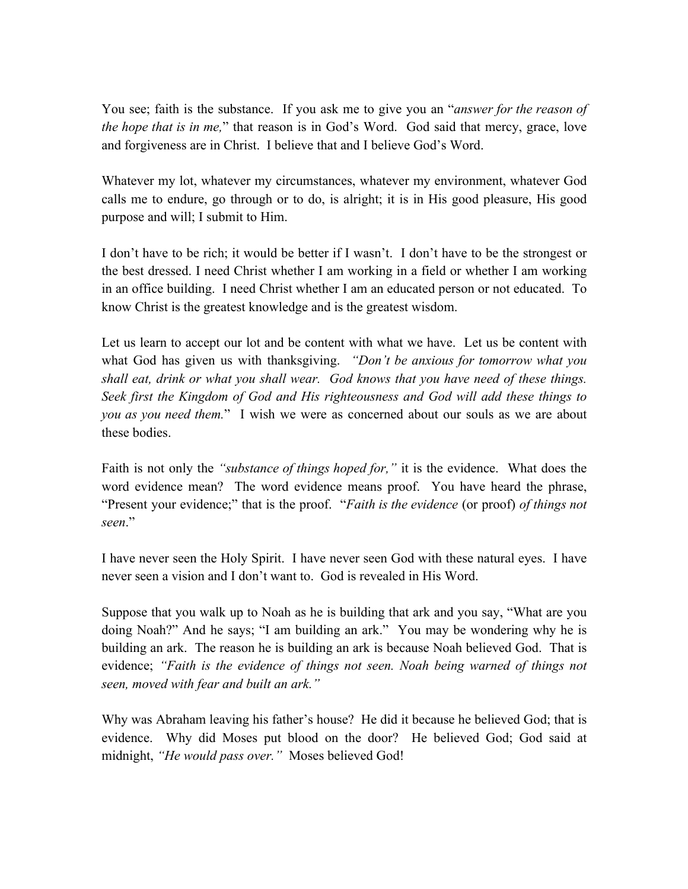You see; faith is the substance. If you ask me to give you an "*answer for the reason of the hope that is in me,*" that reason is in God's Word. God said that mercy, grace, love and forgiveness are in Christ. I believe that and I believe God's Word.

Whatever my lot, whatever my circumstances, whatever my environment, whatever God calls me to endure, go through or to do, is alright; it is in His good pleasure, His good purpose and will; I submit to Him.

I don't have to be rich; it would be better if I wasn't. I don't have to be the strongest or the best dressed. I need Christ whether I am working in a field or whether I am working in an office building. I need Christ whether I am an educated person or not educated. To know Christ is the greatest knowledge and is the greatest wisdom.

Let us learn to accept our lot and be content with what we have. Let us be content with what God has given us with thanksgiving. *"Don't be anxious for tomorrow what you shall eat, drink or what you shall wear. God knows that you have need of these things. Seek first the Kingdom of God and His righteousness and God will add these things to you as you need them.*" I wish we were as concerned about our souls as we are about these bodies.

Faith is not only the *"substance of things hoped for,"* it is the evidence. What does the word evidence mean? The word evidence means proof. You have heard the phrase, "Present your evidence;" that is the proof. "*Faith is the evidence* (or proof) *of things not seen*."

I have never seen the Holy Spirit. I have never seen God with these natural eyes. I have never seen a vision and I don't want to. God is revealed in His Word.

Suppose that you walk up to Noah as he is building that ark and you say, "What are you doing Noah?" And he says; "I am building an ark." You may be wondering why he is building an ark. The reason he is building an ark is because Noah believed God. That is evidence; *"Faith is the evidence of things not seen. Noah being warned of things not seen, moved with fear and built an ark."*

Why was Abraham leaving his father's house? He did it because he believed God; that is evidence. Why did Moses put blood on the door? He believed God; God said at midnight, *"He would pass over."* Moses believed God!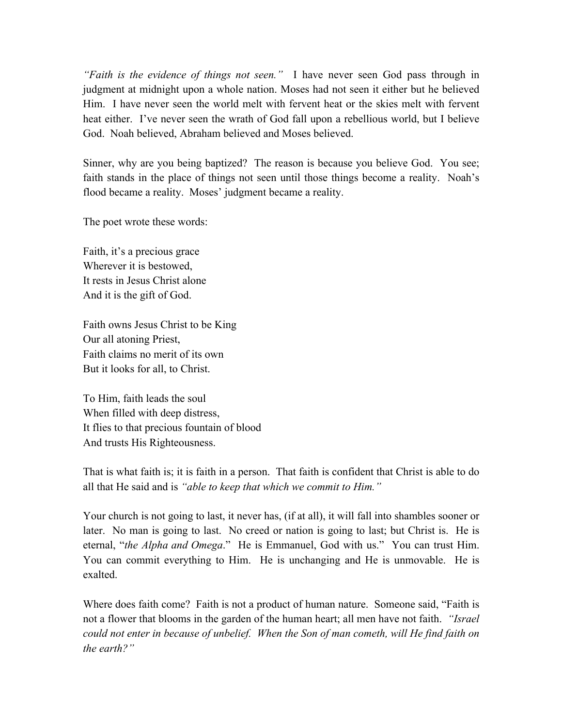*"Faith is the evidence of things not seen."* I have never seen God pass through in judgment at midnight upon a whole nation. Moses had not seen it either but he believed Him. I have never seen the world melt with fervent heat or the skies melt with fervent heat either. I've never seen the wrath of God fall upon a rebellious world, but I believe God. Noah believed, Abraham believed and Moses believed.

Sinner, why are you being baptized? The reason is because you believe God. You see; faith stands in the place of things not seen until those things become a reality. Noah's flood became a reality. Moses' judgment became a reality.

The poet wrote these words:

Faith, it's a precious grace  
Wherever it is bestowed,  
It rests in Jesus Christ alone  
And it is the gift of God.

Faith owns Jesus Christ to be King  
Our all atoning Priest,  
Faith claims no merit of its own  
But it looks for all, to Christ.

To Him, faith leads the soul  
When filled with deep distress,  
It flies to that precious fountain of blood  
And trusts His Righteousness.

That is what faith is; it is faith in a person. That faith is confident that Christ is able to do all that He said and is *"able to keep that which we commit to Him."*

Your church is not going to last, it never has, (if at all), it will fall into shambles sooner or later. No man is going to last. No creed or nation is going to last; but Christ is. He is eternal, "*the Alpha and Omega*." He is Emmanuel, God with us." You can trust Him. You can commit everything to Him. He is unchanging and He is unmovable. He is exalted.

Where does faith come? Faith is not a product of human nature. Someone said, "Faith is not a flower that blooms in the garden of the human heart; all men have not faith. *"Israel could not enter in because of unbelief. When the Son of man cometh, will He find faith on the earth?"*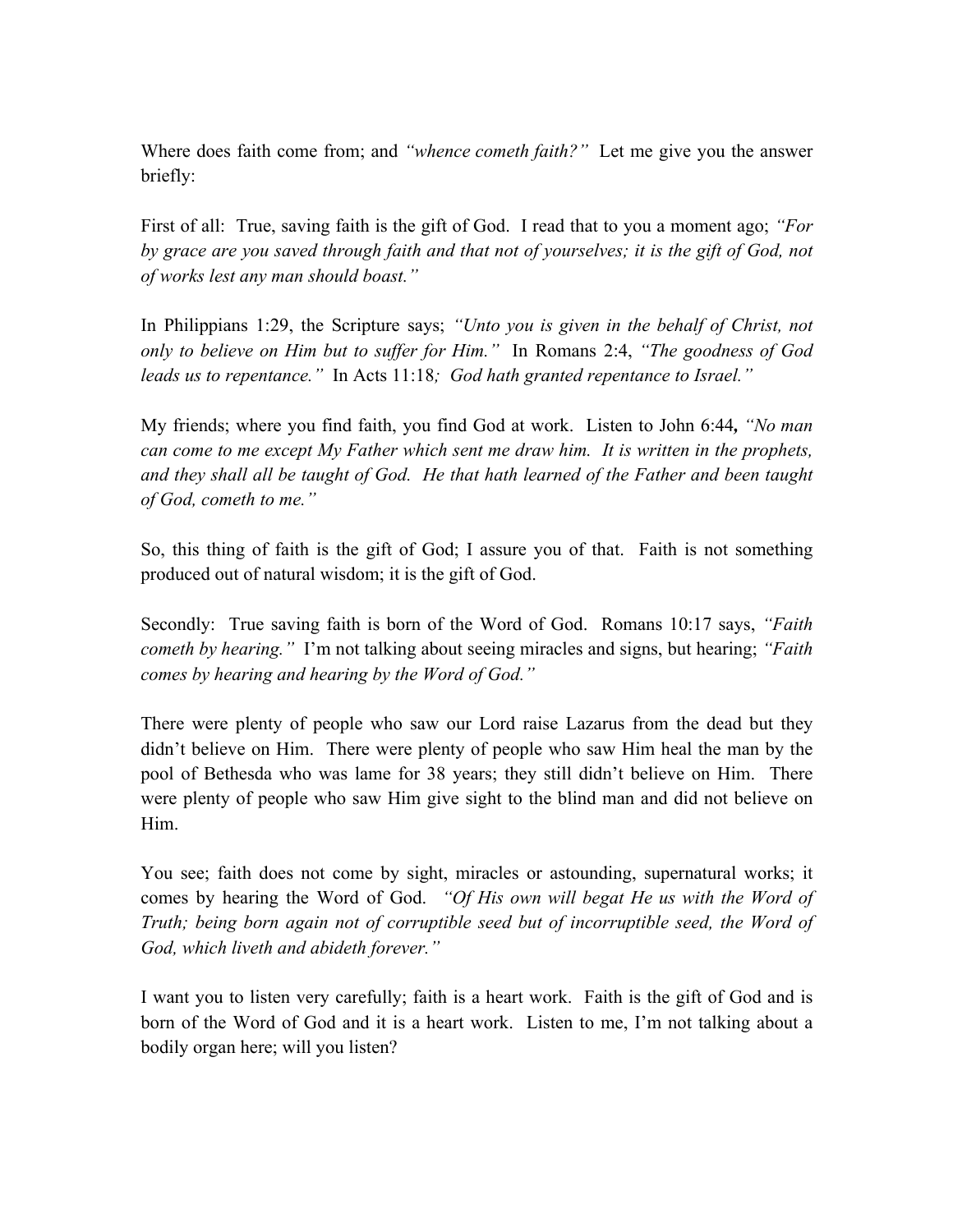Where does faith come from; and *"whence cometh faith?"* Let me give you the answer briefly:

First of all: True, saving faith is the gift of God. I read that to you a moment ago; *"For by grace are you saved through faith and that not of yourselves; it is the gift of God, not of works lest any man should boast."*

In Philippians 1:29, the Scripture says; *"Unto you is given in the behalf of Christ, not only to believe on Him but to suffer for Him."* In Romans 2:4, *"The goodness of God leads us to repentance."* In Acts 11:18*; God hath granted repentance to Israel."*

My friends; where you find faith, you find God at work. Listen to John 6:44**,** *"No man can come to me except My Father which sent me draw him. It is written in the prophets, and they shall all be taught of God. He that hath learned of the Father and been taught of God, cometh to me."*

So, this thing of faith is the gift of God; I assure you of that. Faith is not something produced out of natural wisdom; it is the gift of God.

Secondly: True saving faith is born of the Word of God. Romans 10:17 says, *"Faith cometh by hearing."* I'm not talking about seeing miracles and signs, but hearing; *"Faith comes by hearing and hearing by the Word of God."*

There were plenty of people who saw our Lord raise Lazarus from the dead but they didn't believe on Him. There were plenty of people who saw Him heal the man by the pool of Bethesda who was lame for 38 years; they still didn't believe on Him. There were plenty of people who saw Him give sight to the blind man and did not believe on Him.

You see; faith does not come by sight, miracles or astounding, supernatural works; it comes by hearing the Word of God. *"Of His own will begat He us with the Word of Truth; being born again not of corruptible seed but of incorruptible seed, the Word of God, which liveth and abideth forever."*

I want you to listen very carefully; faith is a heart work. Faith is the gift of God and is born of the Word of God and it is a heart work. Listen to me, I'm not talking about a bodily organ here; will you listen?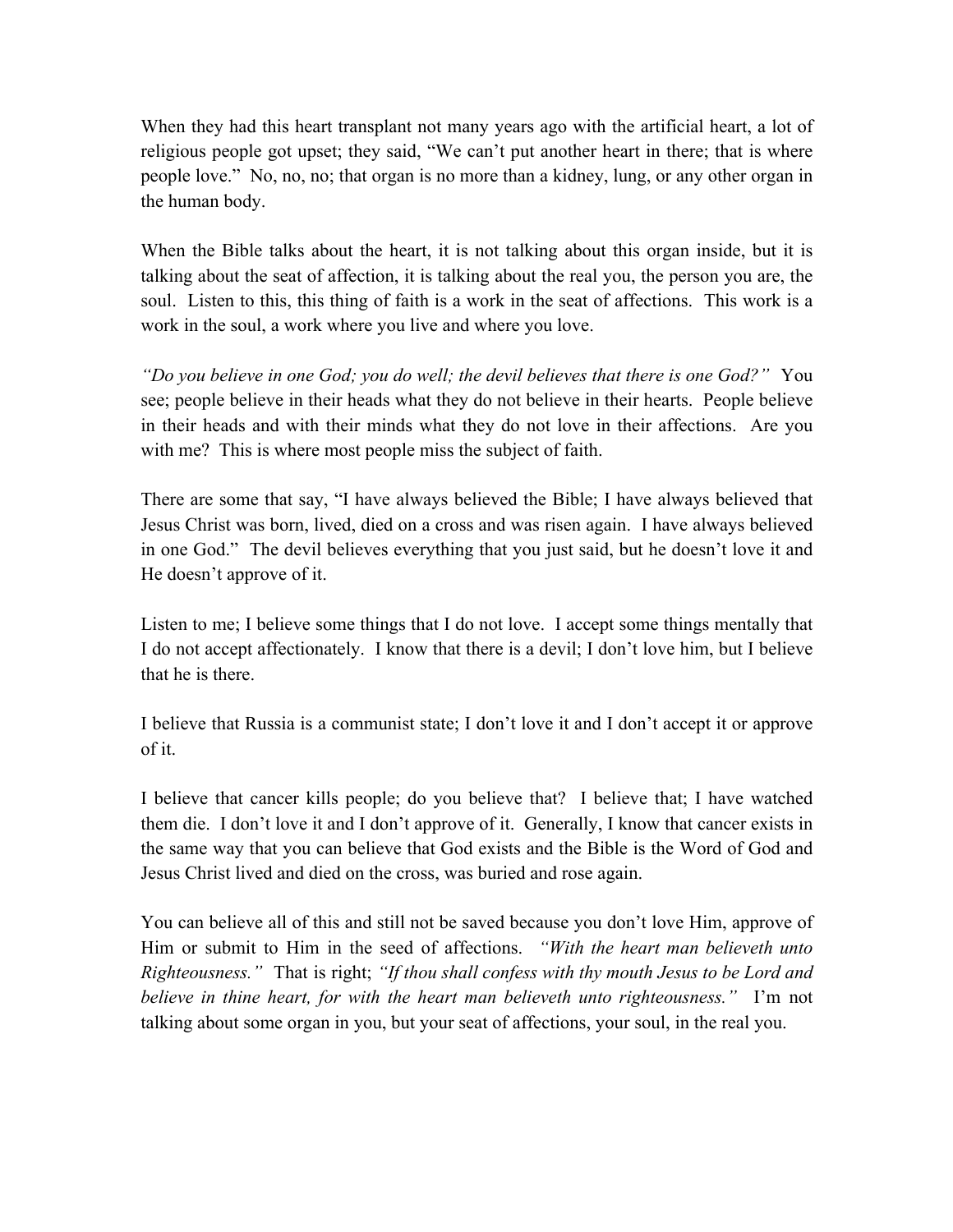When they had this heart transplant not many years ago with the artificial heart, a lot of religious people got upset; they said, "We can't put another heart in there; that is where people love." No, no, no; that organ is no more than a kidney, lung, or any other organ in the human body.

When the Bible talks about the heart, it is not talking about this organ inside, but it is talking about the seat of affection, it is talking about the real you, the person you are, the soul. Listen to this, this thing of faith is a work in the seat of affections. This work is a work in the soul, a work where you live and where you love.

*"Do you believe in one God; you do well; the devil believes that there is one God?"* You see; people believe in their heads what they do not believe in their hearts. People believe in their heads and with their minds what they do not love in their affections. Are you with me? This is where most people miss the subject of faith.

There are some that say, "I have always believed the Bible; I have always believed that Jesus Christ was born, lived, died on a cross and was risen again. I have always believed in one God." The devil believes everything that you just said, but he doesn't love it and He doesn't approve of it.

Listen to me; I believe some things that I do not love. I accept some things mentally that I do not accept affectionately. I know that there is a devil; I don't love him, but I believe that he is there.

I believe that Russia is a communist state; I don't love it and I don't accept it or approve of it.

I believe that cancer kills people; do you believe that? I believe that; I have watched them die. I don't love it and I don't approve of it. Generally, I know that cancer exists in the same way that you can believe that God exists and the Bible is the Word of God and Jesus Christ lived and died on the cross, was buried and rose again.

You can believe all of this and still not be saved because you don't love Him, approve of Him or submit to Him in the seed of affections. *"With the heart man believeth unto Righteousness."* That is right; *"If thou shall confess with thy mouth Jesus to be Lord and believe in thine heart, for with the heart man believeth unto righteousness."* I'm not talking about some organ in you, but your seat of affections, your soul, in the real you.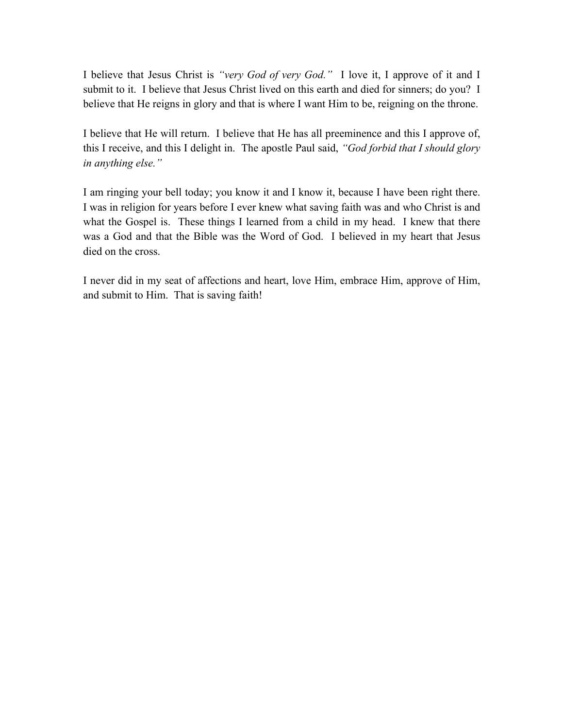I believe that Jesus Christ is *"very God of very God."* I love it, I approve of it and I submit to it. I believe that Jesus Christ lived on this earth and died for sinners; do you? I believe that He reigns in glory and that is where I want Him to be, reigning on the throne.

I believe that He will return. I believe that He has all preeminence and this I approve of, this I receive, and this I delight in. The apostle Paul said, *"God forbid that I should glory in anything else."*

I am ringing your bell today; you know it and I know it, because I have been right there. I was in religion for years before I ever knew what saving faith was and who Christ is and what the Gospel is. These things I learned from a child in my head. I knew that there was a God and that the Bible was the Word of God. I believed in my heart that Jesus died on the cross.

I never did in my seat of affections and heart, love Him, embrace Him, approve of Him, and submit to Him. That is saving faith!